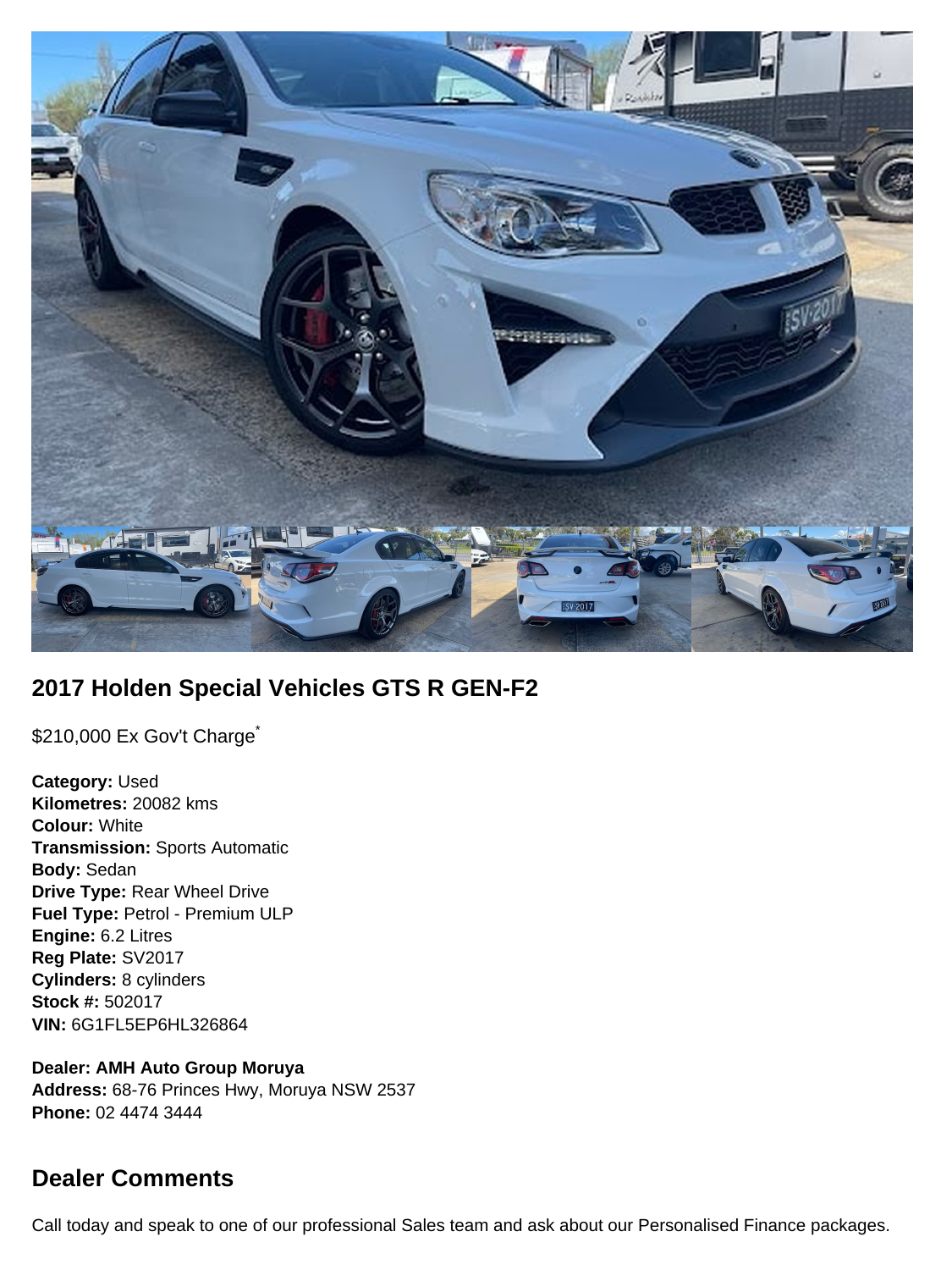## 2017 Holden Special Vehicles GTS R GEN-F2

$210,000 Ex Gov't Charge*

**Category:** Used
**Kilometres:** 20082 kms
**Colour:** White
**Transmission:** Sports Automatic
**Body:** Sedan
**Drive Type:** Rear Wheel Drive
**Fuel Type:** Petrol - Premium ULP
**Engine:** 6.2 Litres
**Reg Plate:** SV2017
**Cylinders:** 8 cylinders
**Stock #:** 502017
**VIN:** 6G1FL5EP6HL326864

**Dealer: AMH Auto Group Moruya**
**Address:** 68-76 Princes Hwy, Moruya NSW 2537
**Phone:** 02 4474 3444

## Dealer Comments

Call today and speak to one of our professional Sales team and ask about our Personalised Finance packages.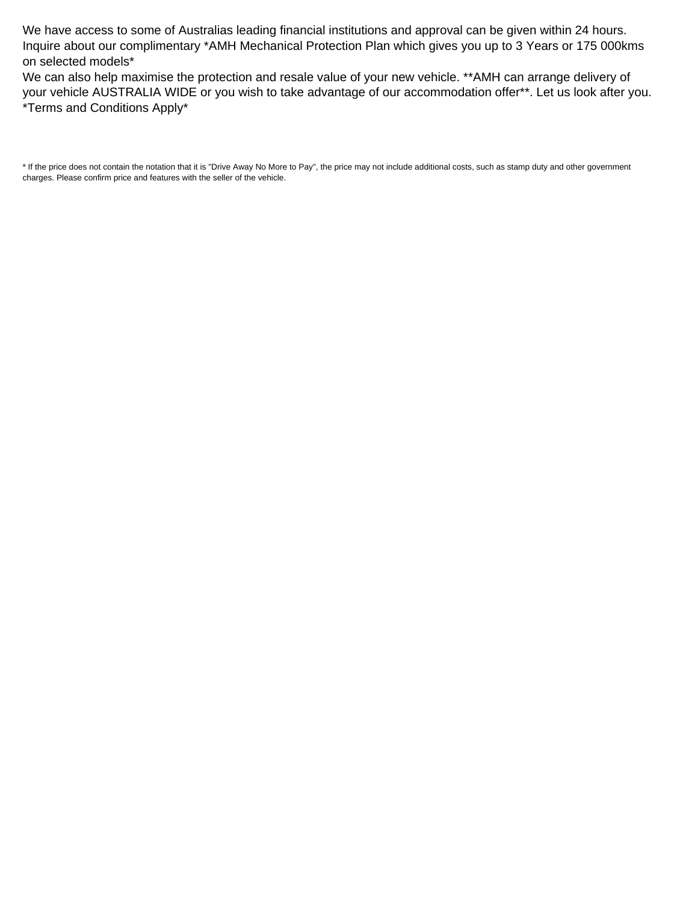We have access to some of Australias leading financial institutions and approval can be given within 24 hours. Inquire about our complimentary *AMH Mechanical Protection Plan which gives you up to 3 Years or 175 000kms on selected models*

We can also help maximise the protection and resale value of your new vehicle. **AMH can arrange delivery of your vehicle AUSTRALIA WIDE or you wish to take advantage of our accommodation offer**. Let us look after you. *Terms and Conditions Apply*

* If the price does not contain the notation that it is "Drive Away No More to Pay", the price may not include additional costs, such as stamp duty and other government charges. Please confirm price and features with the seller of the vehicle.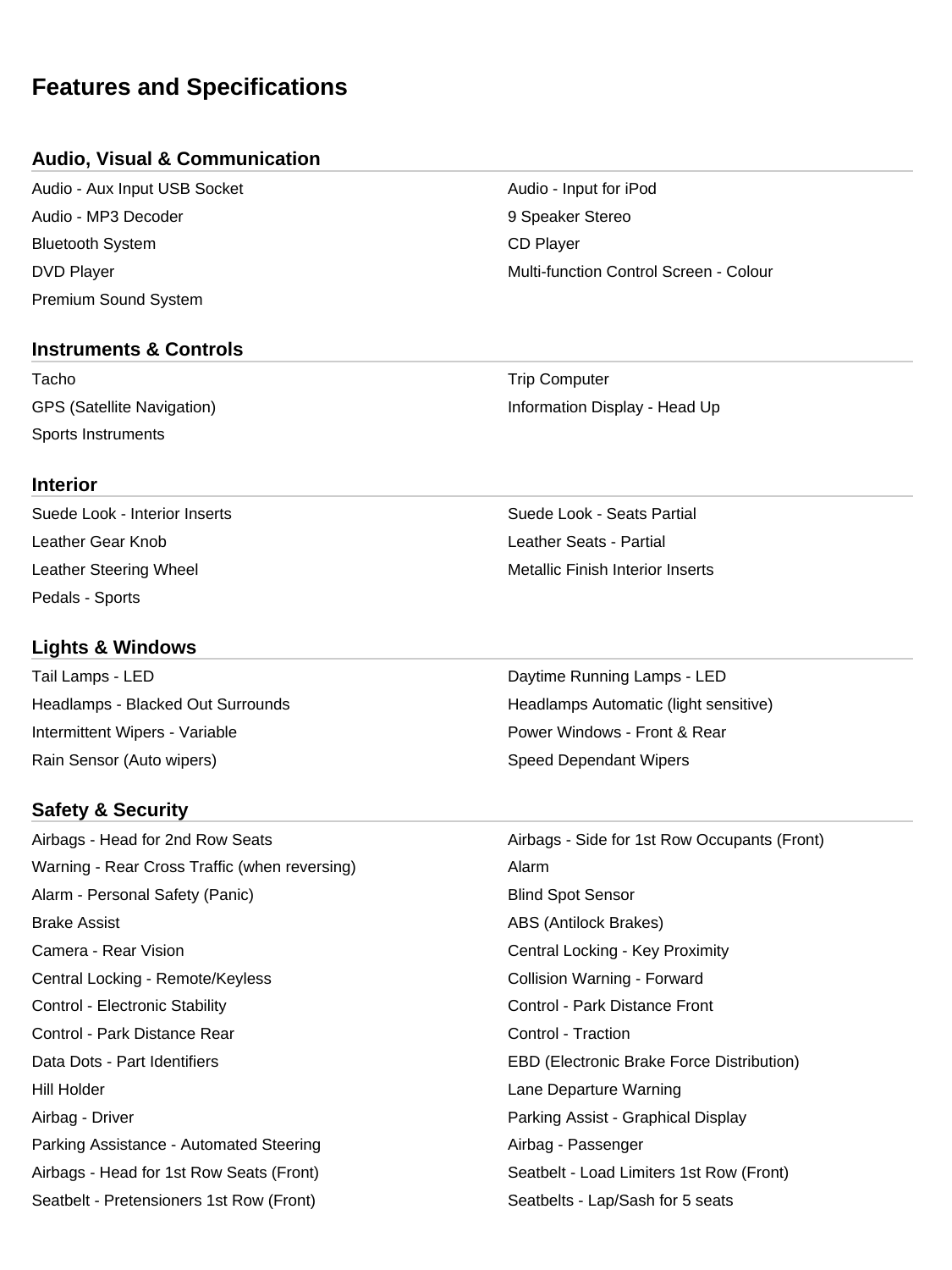# Features and Specifications

## Audio, Visual & Communication

- Audio - Aux Input USB Socket
- Audio - Input for iPod
- Audio - MP3 Decoder
- 9 Speaker Stereo
- Bluetooth System
- CD Player
- DVD Player
- Multi-function Control Screen - Colour
- Premium Sound System

## Instruments & Controls

- Tacho
- Trip Computer
- GPS (Satellite Navigation)
- Information Display - Head Up
- Sports Instruments

## Interior

- Suede Look - Interior Inserts
- Suede Look - Seats Partial
- Leather Gear Knob
- Leather Seats - Partial
- Leather Steering Wheel
- Metallic Finish Interior Inserts
- Pedals - Sports

## Lights & Windows

- Tail Lamps - LED
- Daytime Running Lamps - LED
- Headlamps - Blacked Out Surrounds
- Headlamps Automatic (light sensitive)
- Intermittent Wipers - Variable
- Power Windows - Front & Rear
- Rain Sensor (Auto wipers)
- Speed Dependant Wipers

## Safety & Security

- Airbags - Head for 2nd Row Seats
- Airbags - Side for 1st Row Occupants (Front)
- Warning - Rear Cross Traffic (when reversing)
- Alarm
- Alarm - Personal Safety (Panic)
- Blind Spot Sensor
- Brake Assist
- ABS (Antilock Brakes)
- Camera - Rear Vision
- Central Locking - Key Proximity
- Central Locking - Remote/Keyless
- Collision Warning - Forward
- Control - Electronic Stability
- Control - Park Distance Front
- Control - Park Distance Rear
- Control - Traction
- Data Dots - Part Identifiers
- EBD (Electronic Brake Force Distribution)
- Hill Holder
- Lane Departure Warning
- Airbag - Driver
- Parking Assist - Graphical Display
- Parking Assistance - Automated Steering
- Airbag - Passenger
- Airbags - Head for 1st Row Seats (Front)
- Seatbelt - Load Limiters 1st Row (Front)
- Seatbelt - Pretensioners 1st Row (Front)
- Seatbelts - Lap/Sash for 5 seats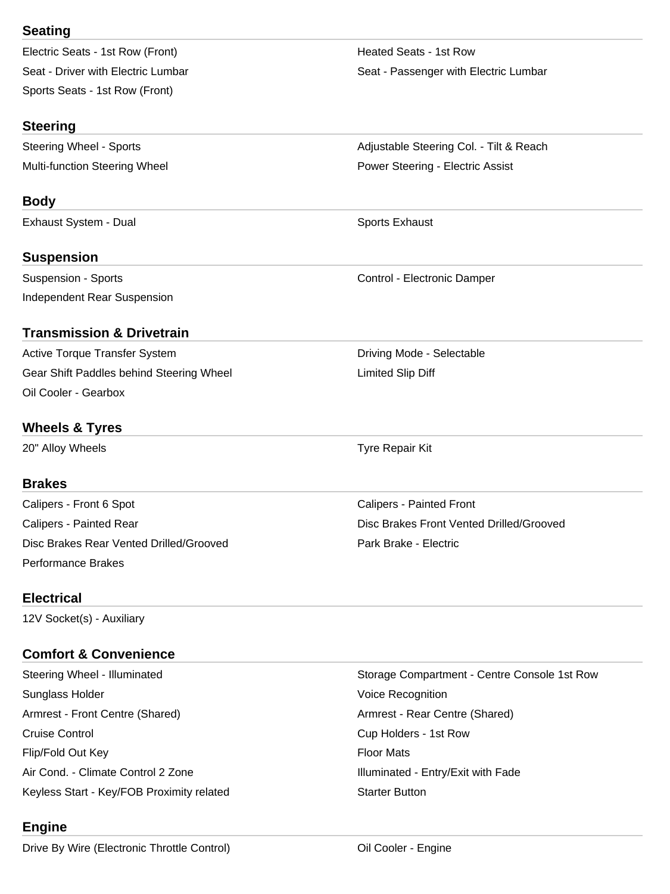## Seating

- Electric Seats - 1st Row (Front)
- Heated Seats - 1st Row
- Seat - Driver with Electric Lumbar
- Seat - Passenger with Electric Lumbar
- Sports Seats - 1st Row (Front)

## Steering

- Steering Wheel - Sports
- Adjustable Steering Col. - Tilt & Reach
- Multi-function Steering Wheel
- Power Steering - Electric Assist

## Body

- Exhaust System - Dual
- Sports Exhaust

## Suspension

- Suspension - Sports
- Control - Electronic Damper
- Independent Rear Suspension

## Transmission & Drivetrain

- Active Torque Transfer System
- Driving Mode - Selectable
- Gear Shift Paddles behind Steering Wheel
- Limited Slip Diff
- Oil Cooler - Gearbox

## Wheels & Tyres

- 20" Alloy Wheels
- Tyre Repair Kit

## Brakes

- Calipers - Front 6 Spot
- Calipers - Painted Front
- Calipers - Painted Rear
- Disc Brakes Front Vented Drilled/Grooved
- Disc Brakes Rear Vented Drilled/Grooved
- Park Brake - Electric
- Performance Brakes

## Electrical

- 12V Socket(s) - Auxiliary

## Comfort & Convenience

- Steering Wheel - Illuminated
- Storage Compartment - Centre Console 1st Row
- Sunglass Holder
- Voice Recognition
- Armrest - Front Centre (Shared)
- Armrest - Rear Centre (Shared)
- Cruise Control
- Cup Holders - 1st Row
- Flip/Fold Out Key
- Floor Mats
- Air Cond. - Climate Control 2 Zone
- Illuminated - Entry/Exit with Fade
- Keyless Start - Key/FOB Proximity related
- Starter Button

## Engine

- Drive By Wire (Electronic Throttle Control)
- Oil Cooler - Engine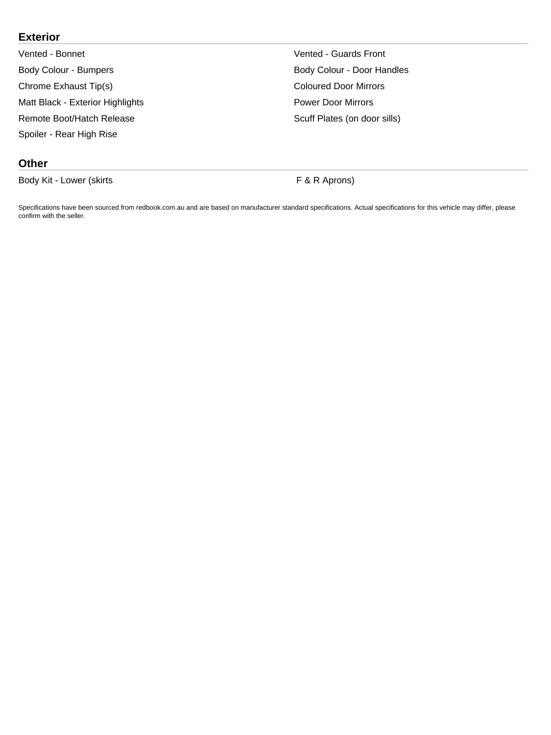## Exterior

- Vented - Bonnet
- Vented - Guards Front
- Body Colour - Bumpers
- Body Colour - Door Handles
- Chrome Exhaust Tip(s)
- Coloured Door Mirrors
- Matt Black - Exterior Highlights
- Power Door Mirrors
- Remote Boot/Hatch Release
- Scuff Plates (on door sills)
- Spoiler - Rear High Rise

## Other

- Body Kit - Lower (skirts
- F & R Aprons)

Specifications have been sourced from redbook.com.au and are based on manufacturer standard specifications. Actual specifications for this vehicle may differ, please confirm with the seller.